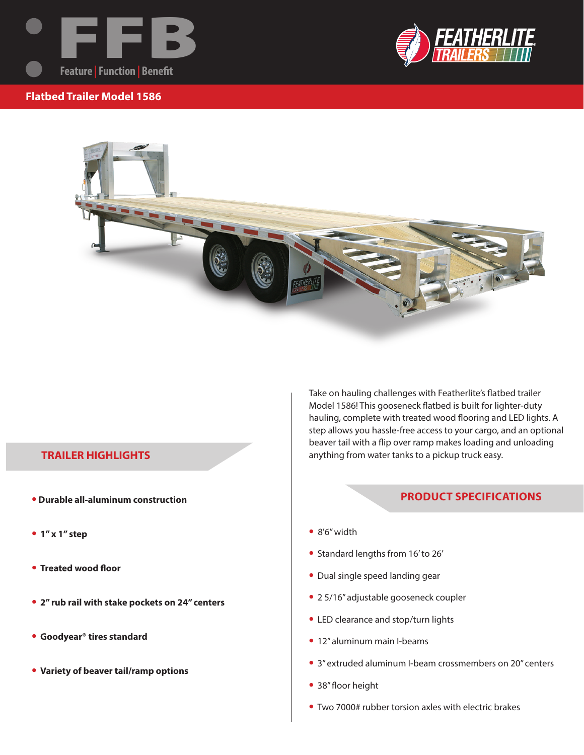# FFB

Feature | Function | Benefit

FEATHERLITE TRAILERS

## Flatbed Trailer Model 1586

Take on hauling challenges with Featherlite's flatbed trailer Model 1586! This gooseneck flatbed is built for lighter-duty hauling, complete with treated wood flooring and LED lights. A step allows you hassle-free access to your cargo, and an optional beaver tail with a flip over ramp makes loading and unloading anything from water tanks to a pickup truck easy.

### TRAILER HIGHLIGHTS

- **Durable all-aluminum construction**
- **1" x 1" step**
- **Treated wood floor**
- **2" rub rail with stake pockets on 24" centers**
- **Goodyear® tires standard**
- **Variety of beaver tail/ramp options**

### PRODUCT SPECIFICATIONS

- 8'6" width
- Standard lengths from 16' to 26'
- Dual single speed landing gear
- 2 5/16" adjustable gooseneck coupler
- LED clearance and stop/turn lights
- 12" aluminum main I-beams
- 3" extruded aluminum I-beam crossmembers on 20" centers
- 38" floor height
- Two 7000# rubber torsion axles with electric brakes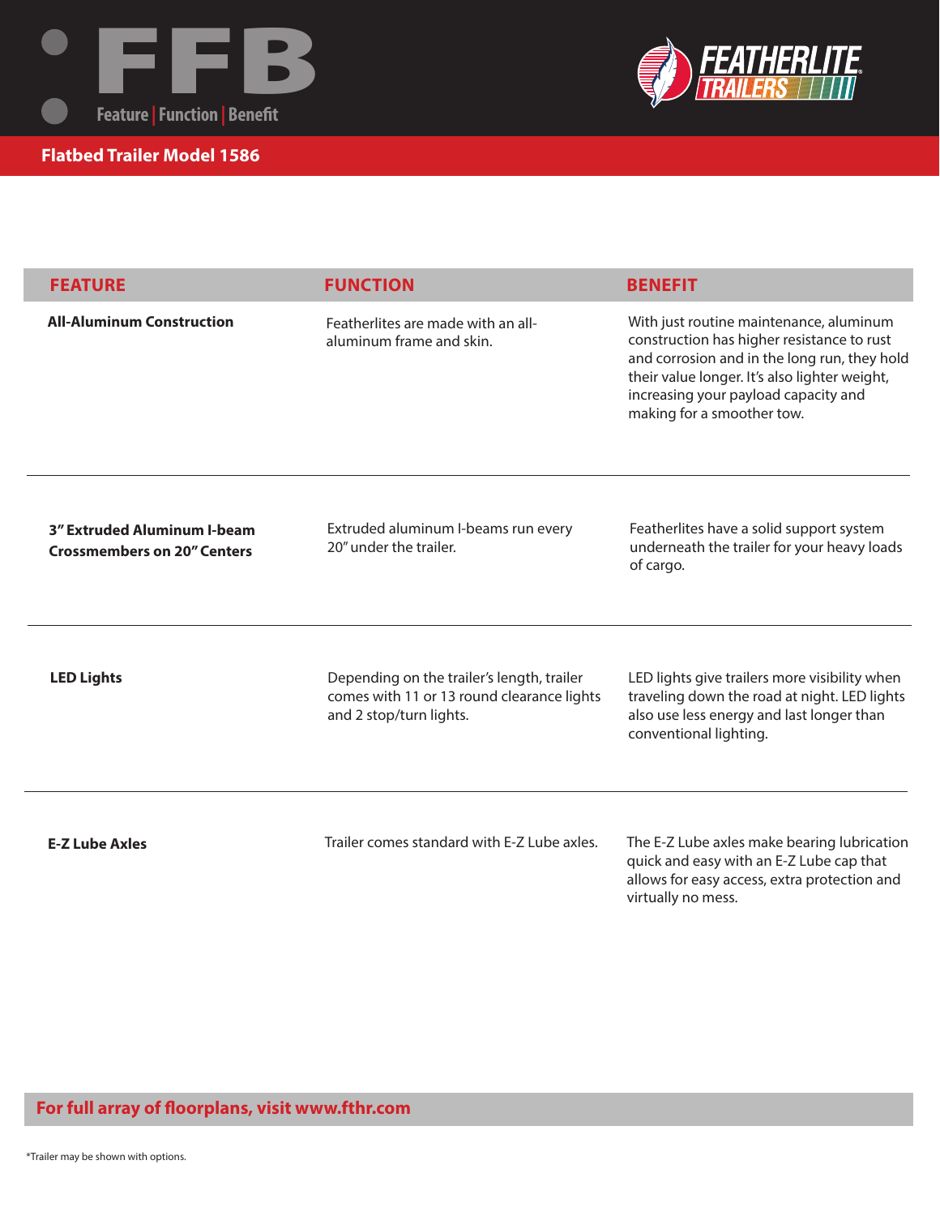# FFB

Feature | Function | Benefit

FEATHERLITE TRAILERS

## Flatbed Trailer Model 1586

| FEATURE | FUNCTION | BENEFIT |
|---|---|---|
| **All-Aluminum Construction** | Featherlites are made with an all-aluminum frame and skin. | With just routine maintenance, aluminum construction has higher resistance to rust and corrosion and in the long run, they hold their value longer. It's also lighter weight, increasing your payload capacity and making for a smoother tow. |
| **3" Extruded Aluminum I-beam Crossmembers on 20" Centers** | Extruded aluminum I-beams run every 20" under the trailer. | Featherlites have a solid support system underneath the trailer for your heavy loads of cargo. |
| **LED Lights** | Depending on the trailer's length, trailer comes with 11 or 13 round clearance lights and 2 stop/turn lights. | LED lights give trailers more visibility when traveling down the road at night. LED lights also use less energy and last longer than conventional lighting. |
| **E-Z Lube Axles** | Trailer comes standard with E-Z Lube axles. | The E-Z Lube axles make bearing lubrication quick and easy with an E-Z Lube cap that allows for easy access, extra protection and virtually no mess. |

**For full array of floorplans, visit www.fthr.com**

*Trailer may be shown with options.